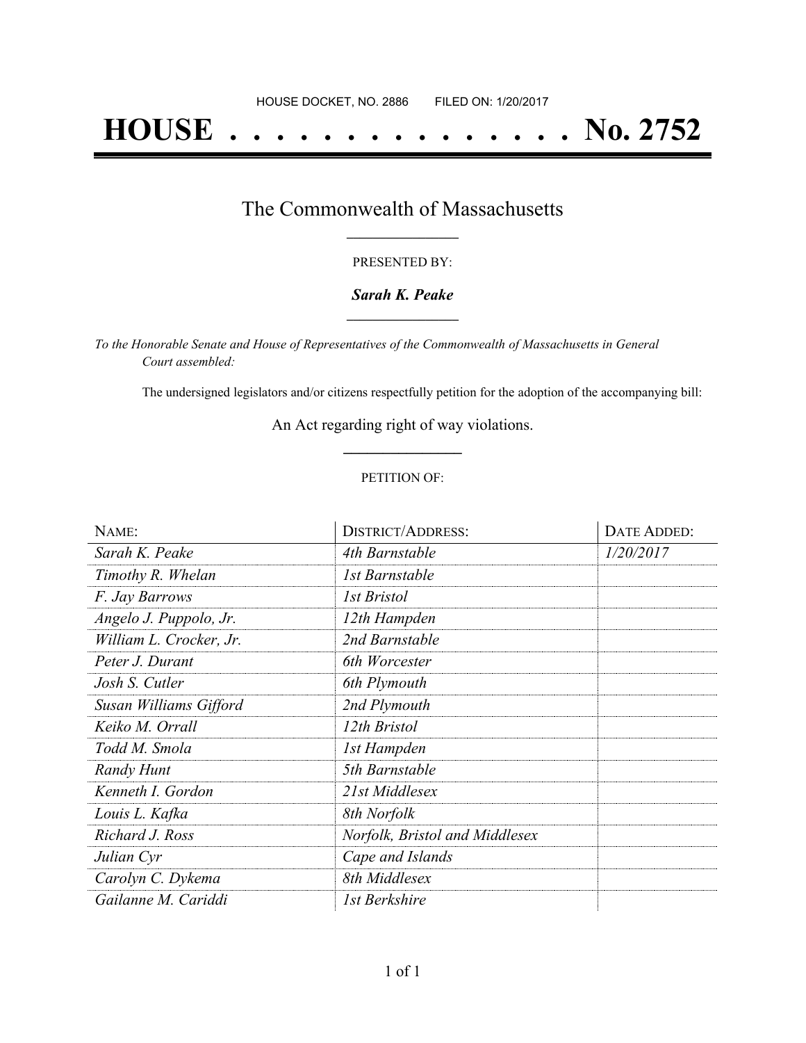HOUSE DOCKET, NO. 2886 FILED ON: 1/20/2017

# HOUSE . . . . . . . . . . . . . . . No. 2752

## The Commonwealth of Massachusetts

PRESENTED BY:

***Sarah K. Peake***

*To the Honorable Senate and House of Representatives of the Commonwealth of Massachusetts in General Court assembled:*

The undersigned legislators and/or citizens respectfully petition for the adoption of the accompanying bill:

An Act regarding right of way violations.

PETITION OF:

| NAME: | DISTRICT/ADDRESS: | DATE ADDED: |
|---|---|---|
| *Sarah K. Peake* | *4th Barnstable* | *1/20/2017* |
| *Timothy R. Whelan* | *1st Barnstable* | |
| *F. Jay Barrows* | *1st Bristol* | |
| *Angelo J. Puppolo, Jr.* | *12th Hampden* | |
| *William L. Crocker, Jr.* | *2nd Barnstable* | |
| *Peter J. Durant* | *6th Worcester* | |
| *Josh S. Cutler* | *6th Plymouth* | |
| *Susan Williams Gifford* | *2nd Plymouth* | |
| *Keiko M. Orrall* | *12th Bristol* | |
| *Todd M. Smola* | *1st Hampden* | |
| *Randy Hunt* | *5th Barnstable* | |
| *Kenneth I. Gordon* | *21st Middlesex* | |
| *Louis L. Kafka* | *8th Norfolk* | |
| *Richard J. Ross* | *Norfolk, Bristol and Middlesex* | |
| *Julian Cyr* | *Cape and Islands* | |
| *Carolyn C. Dykema* | *8th Middlesex* | |
| *Gailanne M. Cariddi* | *1st Berkshire* | |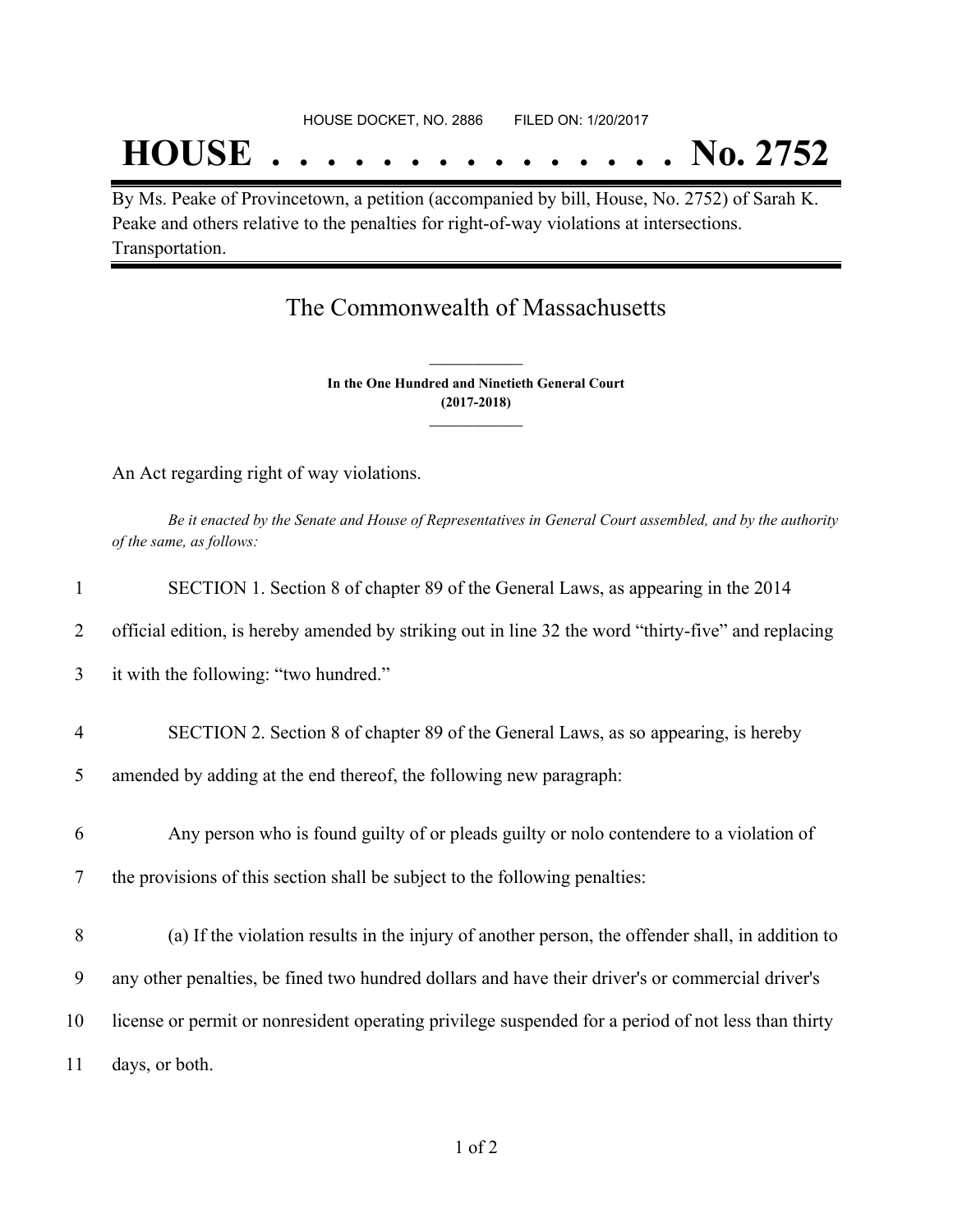HOUSE DOCKET, NO. 2886 FILED ON: 1/20/2017

# HOUSE . . . . . . . . . . . . . . . No. 2752

By Ms. Peake of Provincetown, a petition (accompanied by bill, House, No. 2752) of Sarah K. Peake and others relative to the penalties for right-of-way violations at intersections. Transportation.

## The Commonwealth of Massachusetts

**In the One Hundred and Ninetieth General Court**
**(2017-2018)**

An Act regarding right of way violations.

*Be it enacted by the Senate and House of Representatives in General Court assembled, and by the authority of the same, as follows:*

1 SECTION 1. Section 8 of chapter 89 of the General Laws, as appearing in the 2014
2 official edition, is hereby amended by striking out in line 32 the word "thirty-five" and replacing
3 it with the following: "two hundred."

4 SECTION 2. Section 8 of chapter 89 of the General Laws, as so appearing, is hereby
5 amended by adding at the end thereof, the following new paragraph:

6 Any person who is found guilty of or pleads guilty or nolo contendere to a violation of
7 the provisions of this section shall be subject to the following penalties:

8 (a) If the violation results in the injury of another person, the offender shall, in addition to
9 any other penalties, be fined two hundred dollars and have their driver's or commercial driver's
10 license or permit or nonresident operating privilege suspended for a period of not less than thirty
11 days, or both.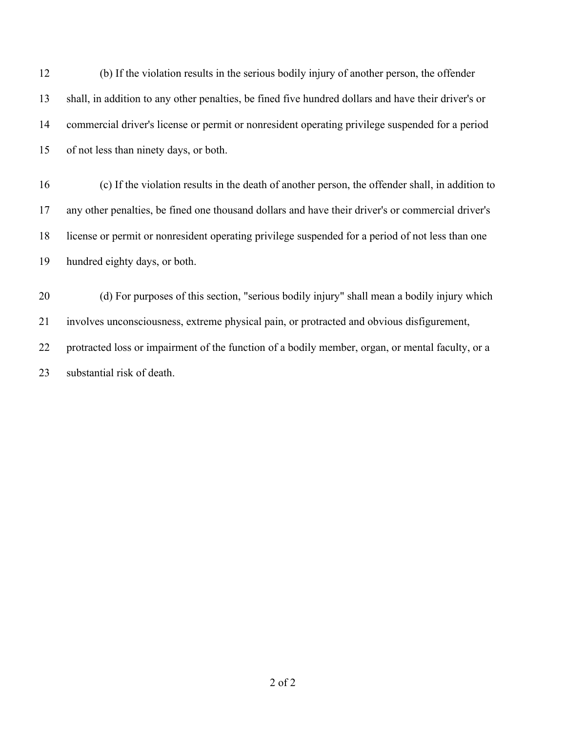(b) If the violation results in the serious bodily injury of another person, the offender shall, in addition to any other penalties, be fined five hundred dollars and have their driver's or commercial driver's license or permit or nonresident operating privilege suspended for a period of not less than ninety days, or both.

(c) If the violation results in the death of another person, the offender shall, in addition to any other penalties, be fined one thousand dollars and have their driver's or commercial driver's license or permit or nonresident operating privilege suspended for a period of not less than one hundred eighty days, or both.

(d) For purposes of this section, "serious bodily injury" shall mean a bodily injury which involves unconsciousness, extreme physical pain, or protracted and obvious disfigurement, protracted loss or impairment of the function of a bodily member, organ, or mental faculty, or a substantial risk of death.